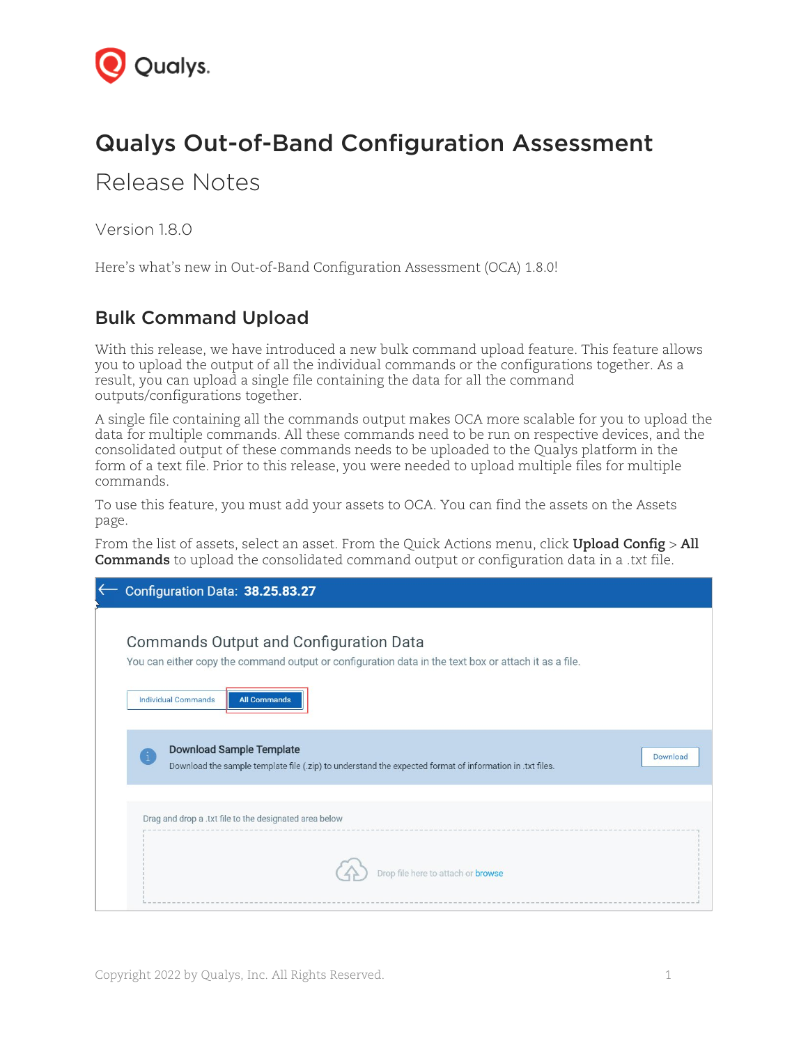# Qualys Out-of-Band Configuration Assessment

## Release Notes

Version 1.8.0

Here's what's new in Out-of-Band Configuration Assessment (OCA) 1.8.0!

## Bulk Command Upload

With this release, we have introduced a new bulk command upload feature. This feature allows you to upload the output of all the individual commands or the configurations together. As a result, you can upload a single file containing the data for all the command outputs/configurations together.

A single file containing all the commands output makes OCA more scalable for you to upload the data for multiple commands. All these commands need to be run on respective devices, and the consolidated output of these commands needs to be uploaded to the Qualys platform in the form of a text file. Prior to this release, you were needed to upload multiple files for multiple commands.

To use this feature, you must add your assets to OCA. You can find the assets on the Assets page.

From the list of assets, select an asset. From the Quick Actions menu, click **Upload Config** > **All Commands** to upload the consolidated command output or configuration data in a *.txt* file.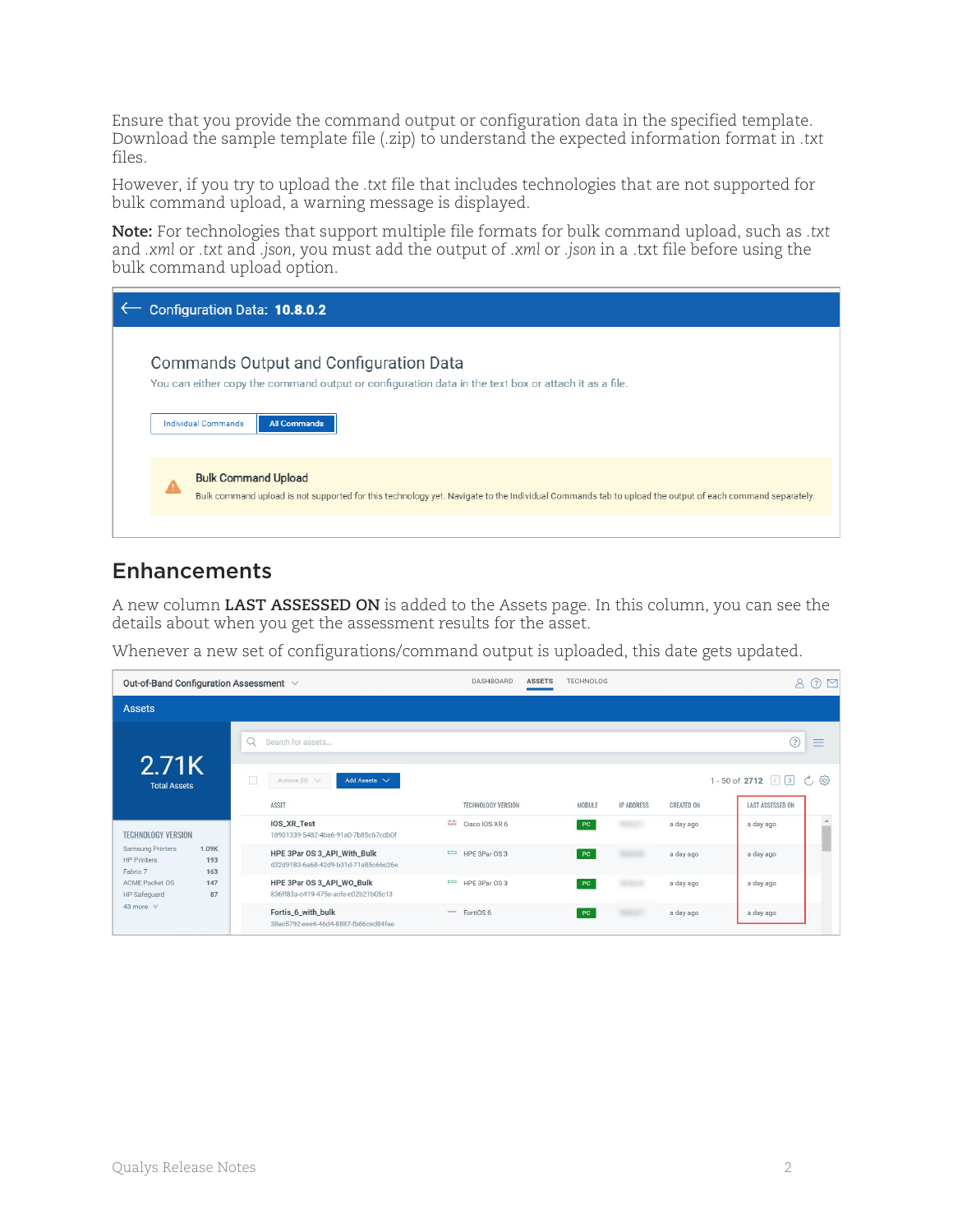Ensure that you provide the command output or configuration data in the specified template. Download the sample template file (.zip) to understand the expected information format in .txt files.

However, if you try to upload the .txt file that includes technologies that are not supported for bulk command upload, a warning message is displayed.

**Note:** For technologies that support multiple file formats for bulk command upload, such as .txt and *.xml* or .txt and *.json*, you must add the output of *.xml* or *.json* in a .txt file before using the bulk command upload option.

## Enhancements

A new column **LAST ASSESSED ON** is added to the Assets page. In this column, you can see the details about when you get the assessment results for the asset.

Whenever a new set of configurations/command output is uploaded, this date gets updated.